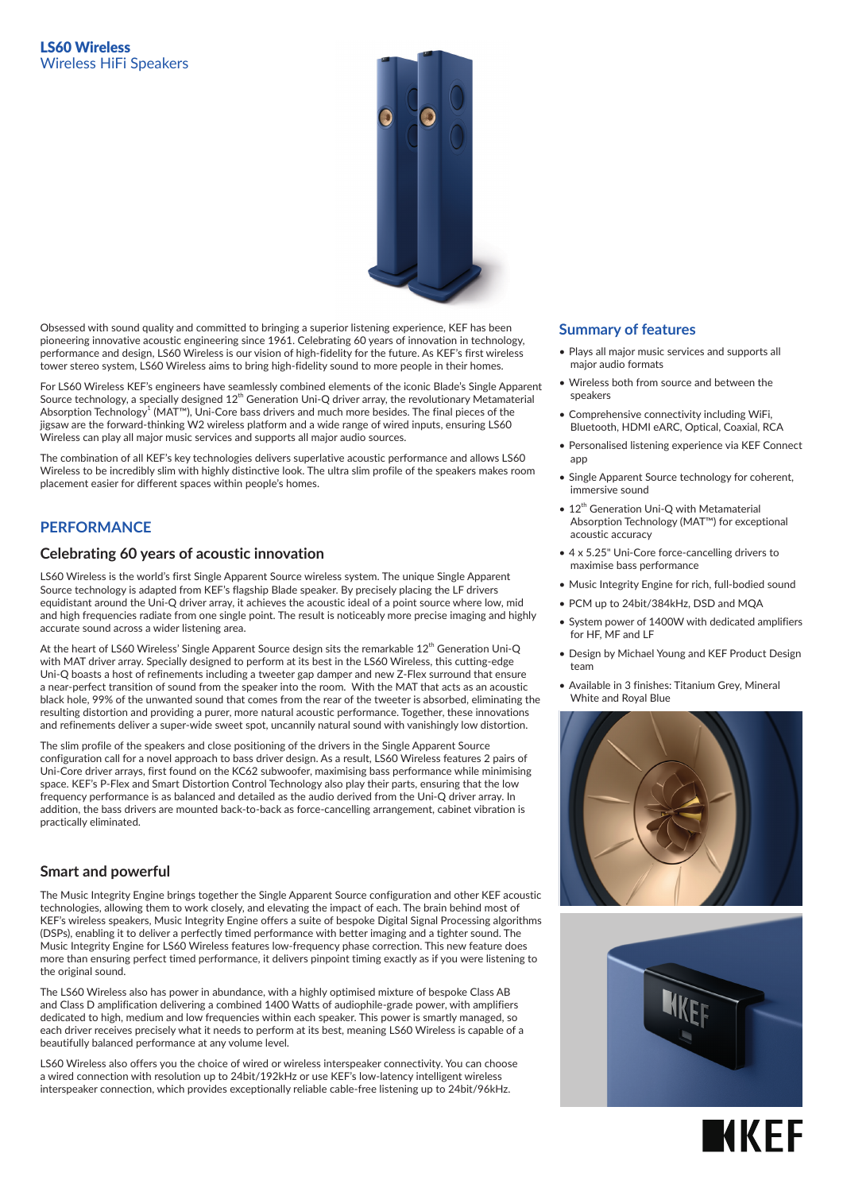# LS60 Wireless

Wireless HiFi Speakers

Obsessed with sound quality and committed to bringing a superior listening experience, KEF has been pioneering innovative acoustic engineering since 1961. Celebrating 60 years of innovation in technology, performance and design, LS60 Wireless is our vision of high-fidelity for the future. As KEF's first wireless tower stereo system, LS60 Wireless aims to bring high-fidelity sound to more people in their homes.

For LS60 Wireless KEF's engineers have seamlessly combined elements of the iconic Blade's Single Apparent Source technology, a specially designed 12$^{th}$ Generation Uni-Q driver array, the revolutionary Metamaterial Absorption Technology[1] (MAT™), Uni-Core bass drivers and much more besides. The final pieces of the jigsaw are the forward-thinking W2 wireless platform and a wide range of wired inputs, ensuring LS60 Wireless can play all major music services and supports all major audio sources.

The combination of all KEF's key technologies delivers superlative acoustic performance and allows LS60 Wireless to be incredibly slim with highly distinctive look. The ultra slim profile of the speakers makes room placement easier for different spaces within people's homes.

## PERFORMANCE

### Celebrating 60 years of acoustic innovation

LS60 Wireless is the world's first Single Apparent Source wireless system. The unique Single Apparent Source technology is adapted from KEF's flagship Blade speaker. By precisely placing the LF drivers equidistant around the Uni-Q driver array, it achieves the acoustic ideal of a point source where low, mid and high frequencies radiate from one single point. The result is noticeably more precise imaging and highly accurate sound across a wider listening area.

At the heart of LS60 Wireless' Single Apparent Source design sits the remarkable 12$^{th}$ Generation Uni-Q with MAT driver array. Specially designed to perform at its best in the LS60 Wireless, this cutting-edge Uni-Q boasts a host of refinements including a tweeter gap damper and new Z-Flex surround that ensure a near-perfect transition of sound from the speaker into the room. With the MAT that acts as an acoustic black hole, 99% of the unwanted sound that comes from the rear of the tweeter is absorbed, eliminating the resulting distortion and providing a purer, more natural acoustic performance. Together, these innovations and refinements deliver a super-wide sweet spot, uncannily natural sound with vanishingly low distortion.

The slim profile of the speakers and close positioning of the drivers in the Single Apparent Source configuration call for a novel approach to bass driver design. As a result, LS60 Wireless features 2 pairs of Uni-Core driver arrays, first found on the KC62 subwoofer, maximising bass performance while minimising space. KEF's P-Flex and Smart Distortion Control Technology also play their parts, ensuring that the low frequency performance is as balanced and detailed as the audio derived from the Uni-Q driver array. In addition, the bass drivers are mounted back-to-back as force-cancelling arrangement, cabinet vibration is practically eliminated.

### Smart and powerful

The Music Integrity Engine brings together the Single Apparent Source configuration and other KEF acoustic technologies, allowing them to work closely, and elevating the impact of each. The brain behind most of KEF's wireless speakers, Music Integrity Engine offers a suite of bespoke Digital Signal Processing algorithms (DSPs), enabling it to deliver a perfectly timed performance with better imaging and a tighter sound. The Music Integrity Engine for LS60 Wireless features low-frequency phase correction. This new feature does more than ensuring perfect timed performance, it delivers pinpoint timing exactly as if you were listening to the original sound.

The LS60 Wireless also has power in abundance, with a highly optimised mixture of bespoke Class AB and Class D amplification delivering a combined 1400 Watts of audiophile-grade power, with amplifiers dedicated to high, medium and low frequencies within each speaker. This power is smartly managed, so each driver receives precisely what it needs to perform at its best, meaning LS60 Wireless is capable of a beautifully balanced performance at any volume level.

LS60 Wireless also offers you the choice of wired or wireless interspeaker connectivity. You can choose a wired connection with resolution up to 24bit/192kHz or use KEF's low-latency intelligent wireless interspeaker connection, which provides exceptionally reliable cable-free listening up to 24bit/96kHz.

## Summary of features

- Plays all major music services and supports all major audio formats
- Wireless both from source and between the speakers
- Comprehensive connectivity including WiFi, Bluetooth, HDMI eARC, Optical, Coaxial, RCA
- Personalised listening experience via KEF Connect app
- Single Apparent Source technology for coherent, immersive sound
- 12$^{th}$ Generation Uni-Q with Metamaterial Absorption Technology (MAT™) for exceptional acoustic accuracy
- 4 x 5.25" Uni-Core force-cancelling drivers to maximise bass performance
- Music Integrity Engine for rich, full-bodied sound
- PCM up to 24bit/384kHz, DSD and MQA
- System power of 1400W with dedicated amplifiers for HF, MF and LF
- Design by Michael Young and KEF Product Design team
- Available in 3 finishes: Titanium Grey, Mineral White and Royal Blue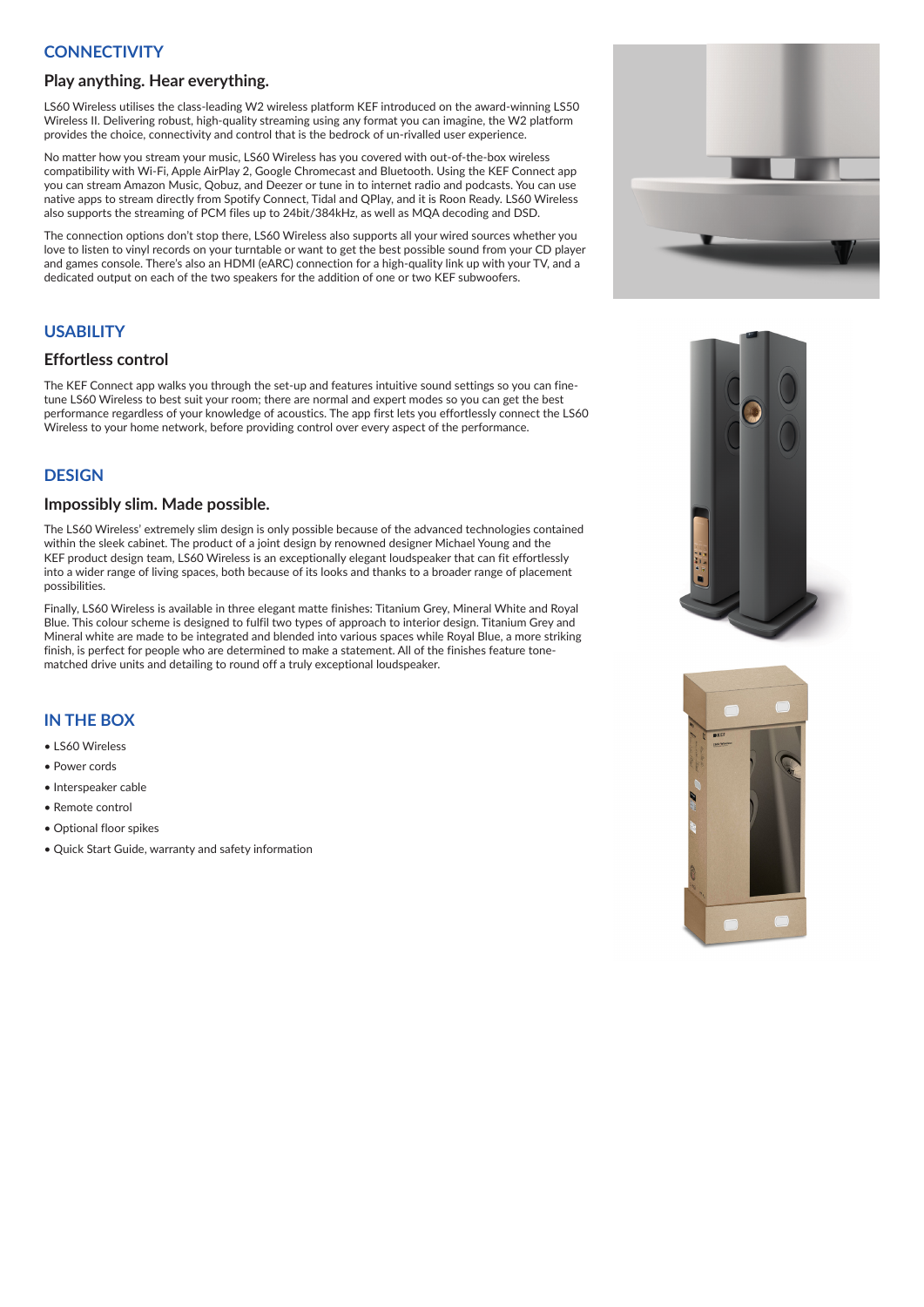## CONNECTIVITY

### Play anything. Hear everything.

LS60 Wireless utilises the class-leading W2 wireless platform KEF introduced on the award-winning LS50 Wireless II. Delivering robust, high-quality streaming using any format you can imagine, the W2 platform provides the choice, connectivity and control that is the bedrock of un-rivalled user experience.

No matter how you stream your music, LS60 Wireless has you covered with out-of-the-box wireless compatibility with Wi-Fi, Apple AirPlay 2, Google Chromecast and Bluetooth. Using the KEF Connect app you can stream Amazon Music, Qobuz, and Deezer or tune in to internet radio and podcasts. You can use native apps to stream directly from Spotify Connect, Tidal and QPlay, and it is Roon Ready. LS60 Wireless also supports the streaming of PCM files up to 24bit/384kHz, as well as MQA decoding and DSD.

The connection options don't stop there, LS60 Wireless also supports all your wired sources whether you love to listen to vinyl records on your turntable or want to get the best possible sound from your CD player and games console. There's also an HDMI (eARC) connection for a high-quality link up with your TV, and a dedicated output on each of the two speakers for the addition of one or two KEF subwoofers.

## USABILITY

### Effortless control

The KEF Connect app walks you through the set-up and features intuitive sound settings so you can fine-tune LS60 Wireless to best suit your room; there are normal and expert modes so you can get the best performance regardless of your knowledge of acoustics. The app first lets you effortlessly connect the LS60 Wireless to your home network, before providing control over every aspect of the performance.

## DESIGN

### Impossibly slim. Made possible.

The LS60 Wireless' extremely slim design is only possible because of the advanced technologies contained within the sleek cabinet. The product of a joint design by renowned designer Michael Young and the KEF product design team, LS60 Wireless is an exceptionally elegant loudspeaker that can fit effortlessly into a wider range of living spaces, both because of its looks and thanks to a broader range of placement possibilities.

Finally, LS60 Wireless is available in three elegant matte finishes: Titanium Grey, Mineral White and Royal Blue. This colour scheme is designed to fulfil two types of approach to interior design. Titanium Grey and Mineral white are made to be integrated and blended into various spaces while Royal Blue, a more striking finish, is perfect for people who are determined to make a statement. All of the finishes feature tone-matched drive units and detailing to round off a truly exceptional loudspeaker.

## IN THE BOX

- LS60 Wireless
- Power cords
- Interspeaker cable
- Remote control
- Optional floor spikes
- Quick Start Guide, warranty and safety information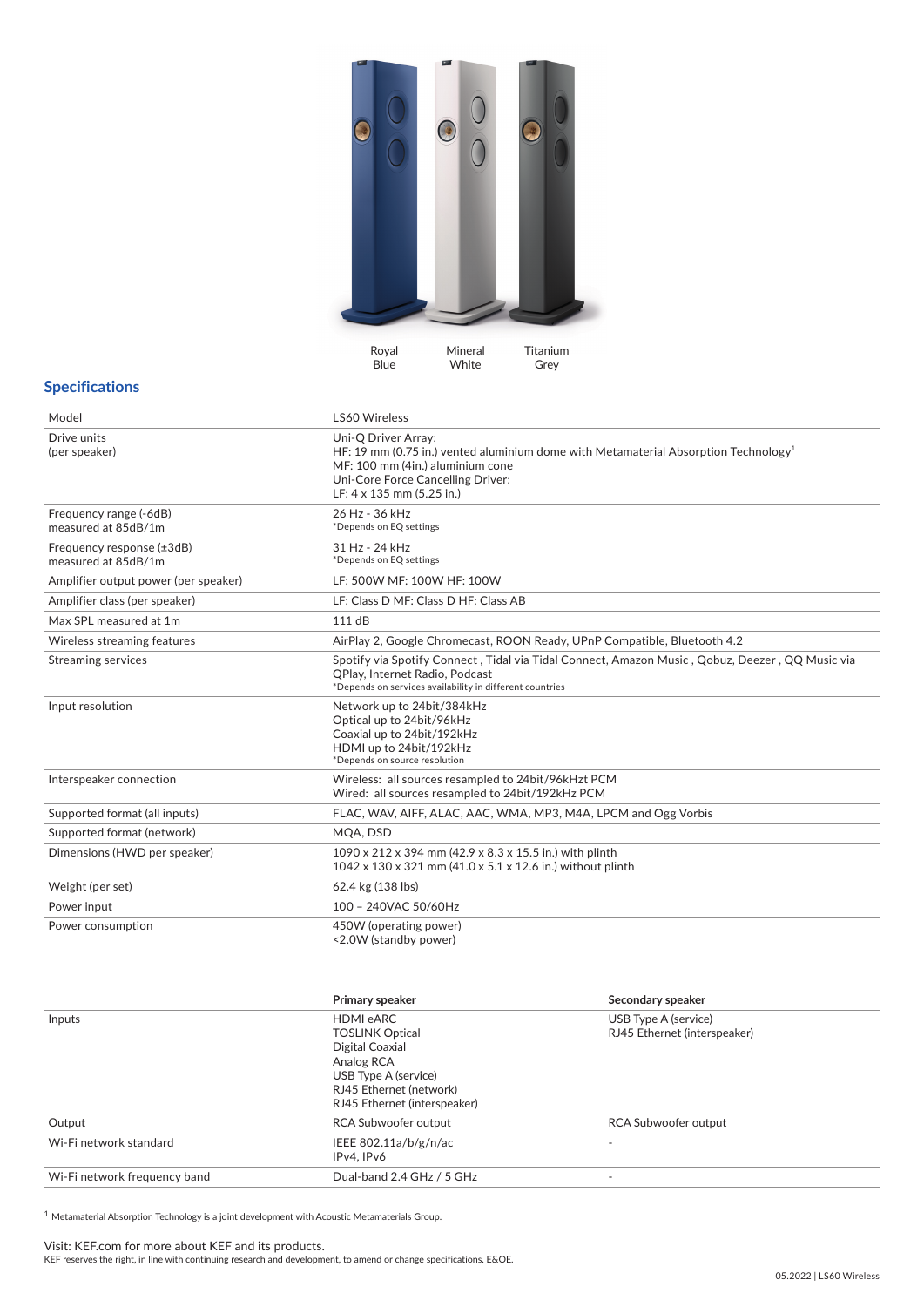Royal Blue | Mineral White | Titanium Grey

## Specifications

| | |
|---|---|
| Model | LS60 Wireless |
| Drive units<br>(per speaker) | Uni-Q Driver Array:<br>HF: 19 mm (0.75 in.) vented aluminium dome with Metamaterial Absorption Technology[1]<br>MF: 100 mm (4in.) aluminium cone<br>Uni-Core Force Cancelling Driver:<br>LF: 4 x 135 mm (5.25 in.) |
| Frequency range (-6dB)<br>measured at 85dB/1m | 26 Hz - 36 kHz<br>*Depends on EQ settings |
| Frequency response (±3dB)<br>measured at 85dB/1m | 31 Hz - 24 kHz<br>*Depends on EQ settings |
| Amplifier output power (per speaker) | LF: 500W MF: 100W HF: 100W |
| Amplifier class (per speaker) | LF: Class D MF: Class D HF: Class AB |
| Max SPL measured at 1m | 111 dB |
| Wireless streaming features | AirPlay 2, Google Chromecast, ROON Ready, UPnP Compatible, Bluetooth 4.2 |
| Streaming services | Spotify via Spotify Connect , Tidal via Tidal Connect, Amazon Music , Qobuz, Deezer , QQ Music via QPlay, Internet Radio, Podcast<br>*Depends on services availability in different countries |
| Input resolution | Network up to 24bit/384kHz<br>Optical up to 24bit/96kHz<br>Coaxial up to 24bit/192kHz<br>HDMI up to 24bit/192kHz<br>*Depends on source resolution |
| Interspeaker connection | Wireless: all sources resampled to 24bit/96kHzt PCM<br>Wired: all sources resampled to 24bit/192kHz PCM |
| Supported format (all inputs) | FLAC, WAV, AIFF, ALAC, AAC, WMA, MP3, M4A, LPCM and Ogg Vorbis |
| Supported format (network) | MQA, DSD |
| Dimensions (HWD per speaker) | 1090 x 212 x 394 mm (42.9 x 8.3 x 15.5 in.) with plinth<br>1042 x 130 x 321 mm (41.0 x 5.1 x 12.6 in.) without plinth |
| Weight (per set) | 62.4 kg (138 lbs) |
| Power input | 100 – 240VAC 50/60Hz |
| Power consumption | 450W (operating power)<br><2.0W (standby power) |

| | Primary speaker | Secondary speaker |
|---|---|---|
| Inputs | HDMI eARC<br>TOSLINK Optical<br>Digital Coaxial<br>Analog RCA<br>USB Type A (service)<br>RJ45 Ethernet (network)<br>RJ45 Ethernet (interspeaker) | USB Type A (service)<br>RJ45 Ethernet (interspeaker) |
| Output | RCA Subwoofer output | RCA Subwoofer output |
| Wi-Fi network standard | IEEE 802.11a/b/g/n/ac<br>IPv4, IPv6 | - |
| Wi-Fi network frequency band | Dual-band 2.4 GHz / 5 GHz | - |

[1] Metamaterial Absorption Technology is a joint development with Acoustic Metamaterials Group.

Visit: KEF.com for more about KEF and its products.
KEF reserves the right, in line with continuing research and development, to amend or change specifications. E&OE.

05.2022 | LS60 Wireless